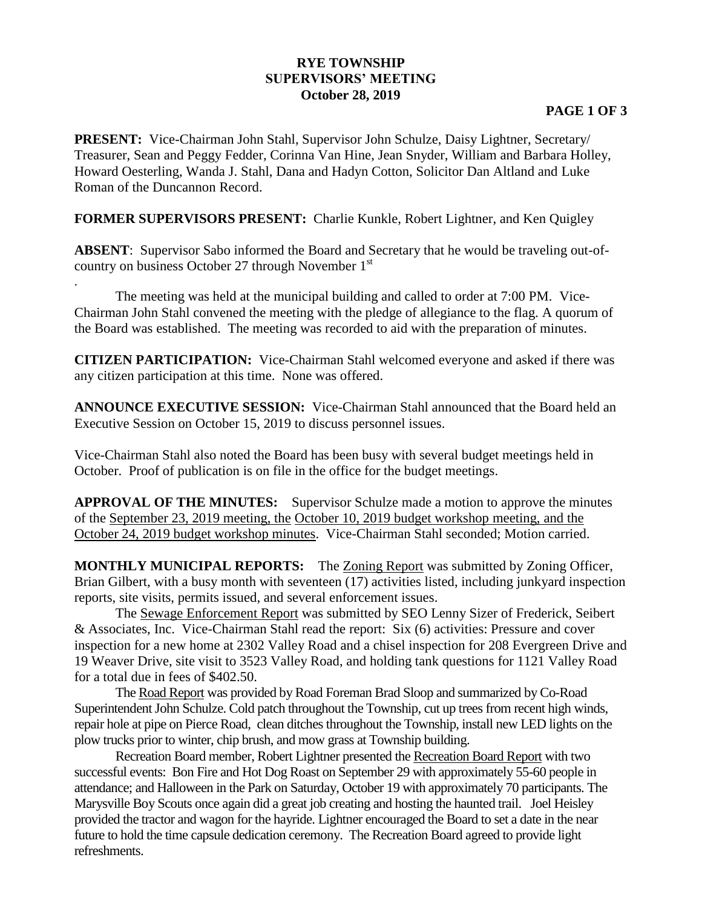**RYE TOWNSHIP**
**SUPERVISORS' MEETING**
**October 28, 2019**

**PRESENT:** Vice-Chairman John Stahl, Supervisor John Schulze, Daisy Lightner, Secretary/ Treasurer, Sean and Peggy Fedder, Corinna Van Hine, Jean Snyder, William and Barbara Holley, Howard Oesterling, Wanda J. Stahl, Dana and Hadyn Cotton, Solicitor Dan Altland and Luke Roman of the Duncannon Record.

**FORMER SUPERVISORS PRESENT:** Charlie Kunkle, Robert Lightner, and Ken Quigley

**ABSENT**: Supervisor Sabo informed the Board and Secretary that he would be traveling out-of-country on business October 27 through November 1st
.

The meeting was held at the municipal building and called to order at 7:00 PM. Vice-Chairman John Stahl convened the meeting with the pledge of allegiance to the flag. A quorum of the Board was established. The meeting was recorded to aid with the preparation of minutes.

**CITIZEN PARTICIPATION:** Vice-Chairman Stahl welcomed everyone and asked if there was any citizen participation at this time. None was offered.

**ANNOUNCE EXECUTIVE SESSION:** Vice-Chairman Stahl announced that the Board held an Executive Session on October 15, 2019 to discuss personnel issues.

Vice-Chairman Stahl also noted the Board has been busy with several budget meetings held in October. Proof of publication is on file in the office for the budget meetings.

**APPROVAL OF THE MINUTES:** Supervisor Schulze made a motion to approve the minutes of the September 23, 2019 meeting, the October 10, 2019 budget workshop meeting, and the October 24, 2019 budget workshop minutes. Vice-Chairman Stahl seconded; Motion carried.

**MONTHLY MUNICIPAL REPORTS:** The Zoning Report was submitted by Zoning Officer, Brian Gilbert, with a busy month with seventeen (17) activities listed, including junkyard inspection reports, site visits, permits issued, and several enforcement issues.

The Sewage Enforcement Report was submitted by SEO Lenny Sizer of Frederick, Seibert & Associates, Inc. Vice-Chairman Stahl read the report: Six (6) activities: Pressure and cover inspection for a new home at 2302 Valley Road and a chisel inspection for 208 Evergreen Drive and 19 Weaver Drive, site visit to 3523 Valley Road, and holding tank questions for 1121 Valley Road for a total due in fees of $402.50.

The Road Report was provided by Road Foreman Brad Sloop and summarized by Co-Road Superintendent John Schulze. Cold patch throughout the Township, cut up trees from recent high winds, repair hole at pipe on Pierce Road, clean ditches throughout the Township, install new LED lights on the plow trucks prior to winter, chip brush, and mow grass at Township building.

Recreation Board member, Robert Lightner presented the Recreation Board Report with two successful events: Bon Fire and Hot Dog Roast on September 29 with approximately 55-60 people in attendance; and Halloween in the Park on Saturday, October 19 with approximately 70 participants. The Marysville Boy Scouts once again did a great job creating and hosting the haunted trail. Joel Heisley provided the tractor and wagon for the hayride. Lightner encouraged the Board to set a date in the near future to hold the time capsule dedication ceremony. The Recreation Board agreed to provide light refreshments.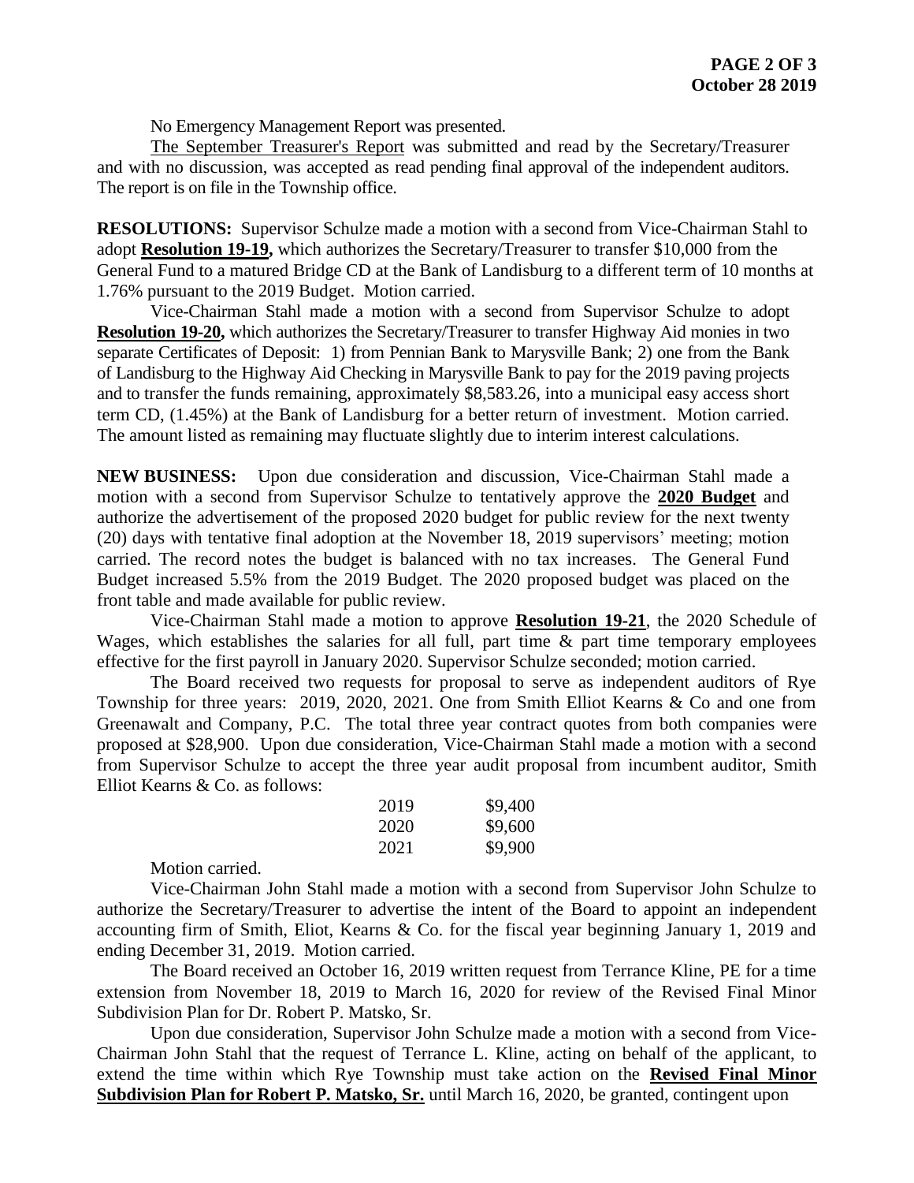No Emergency Management Report was presented.

The September Treasurer's Report was submitted and read by the Secretary/Treasurer and with no discussion, was accepted as read pending final approval of the independent auditors. The report is on file in the Township office.

**RESOLUTIONS:** Supervisor Schulze made a motion with a second from Vice-Chairman Stahl to adopt **Resolution 19-19,** which authorizes the Secretary/Treasurer to transfer $10,000 from the General Fund to a matured Bridge CD at the Bank of Landisburg to a different term of 10 months at 1.76% pursuant to the 2019 Budget. Motion carried.

Vice-Chairman Stahl made a motion with a second from Supervisor Schulze to adopt **Resolution 19-20,** which authorizes the Secretary/Treasurer to transfer Highway Aid monies in two separate Certificates of Deposit: 1) from Pennian Bank to Marysville Bank; 2) one from the Bank of Landisburg to the Highway Aid Checking in Marysville Bank to pay for the 2019 paving projects and to transfer the funds remaining, approximately $8,583.26, into a municipal easy access short term CD, (1.45%) at the Bank of Landisburg for a better return of investment. Motion carried. The amount listed as remaining may fluctuate slightly due to interim interest calculations.

**NEW BUSINESS:** Upon due consideration and discussion, Vice-Chairman Stahl made a motion with a second from Supervisor Schulze to tentatively approve the **2020 Budget** and authorize the advertisement of the proposed 2020 budget for public review for the next twenty (20) days with tentative final adoption at the November 18, 2019 supervisors' meeting; motion carried. The record notes the budget is balanced with no tax increases. The General Fund Budget increased 5.5% from the 2019 Budget. The 2020 proposed budget was placed on the front table and made available for public review.

Vice-Chairman Stahl made a motion to approve **Resolution 19-21**, the 2020 Schedule of Wages, which establishes the salaries for all full, part time & part time temporary employees effective for the first payroll in January 2020. Supervisor Schulze seconded; motion carried.

The Board received two requests for proposal to serve as independent auditors of Rye Township for three years: 2019, 2020, 2021. One from Smith Elliot Kearns & Co and one from Greenawalt and Company, P.C. The total three year contract quotes from both companies were proposed at $28,900. Upon due consideration, Vice-Chairman Stahl made a motion with a second from Supervisor Schulze to accept the three year audit proposal from incumbent auditor, Smith Elliot Kearns & Co. as follows:

| | |
|---|---|
| 2019 | $9,400 |
| 2020 | $9,600 |
| 2021 | $9,900 |

Motion carried.

Vice-Chairman John Stahl made a motion with a second from Supervisor John Schulze to authorize the Secretary/Treasurer to advertise the intent of the Board to appoint an independent accounting firm of Smith, Eliot, Kearns & Co. for the fiscal year beginning January 1, 2019 and ending December 31, 2019. Motion carried.

The Board received an October 16, 2019 written request from Terrance Kline, PE for a time extension from November 18, 2019 to March 16, 2020 for review of the Revised Final Minor Subdivision Plan for Dr. Robert P. Matsko, Sr.

Upon due consideration, Supervisor John Schulze made a motion with a second from Vice-Chairman John Stahl that the request of Terrance L. Kline, acting on behalf of the applicant, to extend the time within which Rye Township must take action on the **Revised Final Minor Subdivision Plan for Robert P. Matsko, Sr.** until March 16, 2020, be granted, contingent upon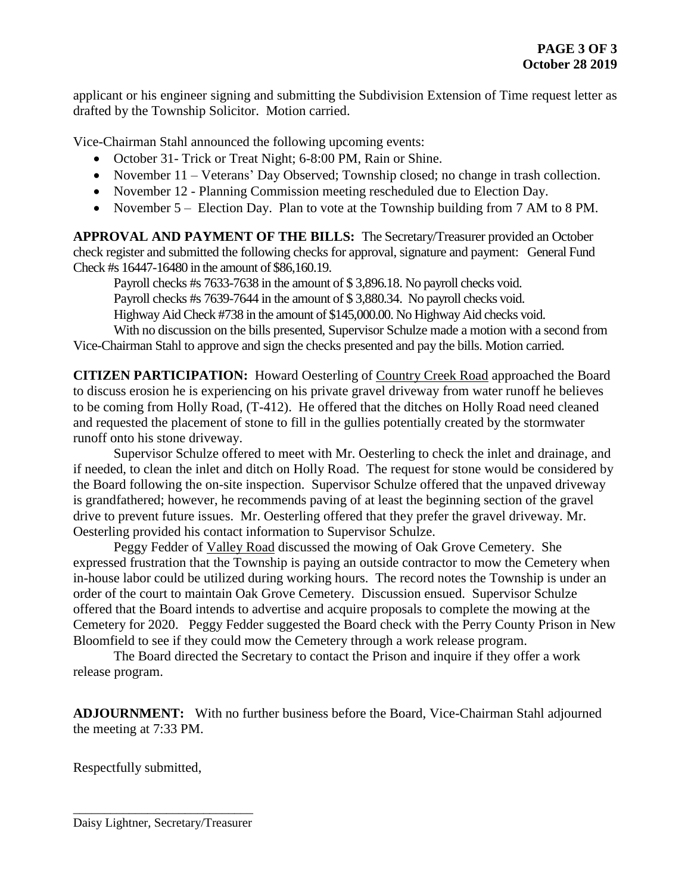applicant or his engineer signing and submitting the Subdivision Extension of Time request letter as drafted by the Township Solicitor. Motion carried.

Vice-Chairman Stahl announced the following upcoming events:

- October 31- Trick or Treat Night; 6-8:00 PM, Rain or Shine.
- November 11 – Veterans' Day Observed; Township closed; no change in trash collection.
- November 12 - Planning Commission meeting rescheduled due to Election Day.
- November 5 – Election Day. Plan to vote at the Township building from 7 AM to 8 PM.

**APPROVAL AND PAYMENT OF THE BILLS:** The Secretary/Treasurer provided an October check register and submitted the following checks for approval, signature and payment: General Fund Check #s 16447-16480 in the amount of $86,160.19.

Payroll checks #s 7633-7638 in the amount of $ 3,896.18. No payroll checks void.

Payroll checks #s 7639-7644 in the amount of $ 3,880.34. No payroll checks void.

Highway Aid Check #738 in the amount of $145,000.00. No Highway Aid checks void.

With no discussion on the bills presented, Supervisor Schulze made a motion with a second from Vice-Chairman Stahl to approve and sign the checks presented and pay the bills. Motion carried.

**CITIZEN PARTICIPATION:** Howard Oesterling of Country Creek Road approached the Board to discuss erosion he is experiencing on his private gravel driveway from water runoff he believes to be coming from Holly Road, (T-412). He offered that the ditches on Holly Road need cleaned and requested the placement of stone to fill in the gullies potentially created by the stormwater runoff onto his stone driveway.

Supervisor Schulze offered to meet with Mr. Oesterling to check the inlet and drainage, and if needed, to clean the inlet and ditch on Holly Road. The request for stone would be considered by the Board following the on-site inspection. Supervisor Schulze offered that the unpaved driveway is grandfathered; however, he recommends paving of at least the beginning section of the gravel drive to prevent future issues. Mr. Oesterling offered that they prefer the gravel driveway. Mr. Oesterling provided his contact information to Supervisor Schulze.

Peggy Fedder of Valley Road discussed the mowing of Oak Grove Cemetery. She expressed frustration that the Township is paying an outside contractor to mow the Cemetery when in-house labor could be utilized during working hours. The record notes the Township is under an order of the court to maintain Oak Grove Cemetery. Discussion ensued. Supervisor Schulze offered that the Board intends to advertise and acquire proposals to complete the mowing at the Cemetery for 2020. Peggy Fedder suggested the Board check with the Perry County Prison in New Bloomfield to see if they could mow the Cemetery through a work release program.

The Board directed the Secretary to contact the Prison and inquire if they offer a work release program.

**ADJOURNMENT:** With no further business before the Board, Vice-Chairman Stahl adjourned the meeting at 7:33 PM.

Respectfully submitted,

\_\_\_\_\_\_\_\_\_\_\_\_\_\_\_\_\_\_\_\_\_\_\_\_\_\_\_\_\_\_

Daisy Lightner, Secretary/Treasurer